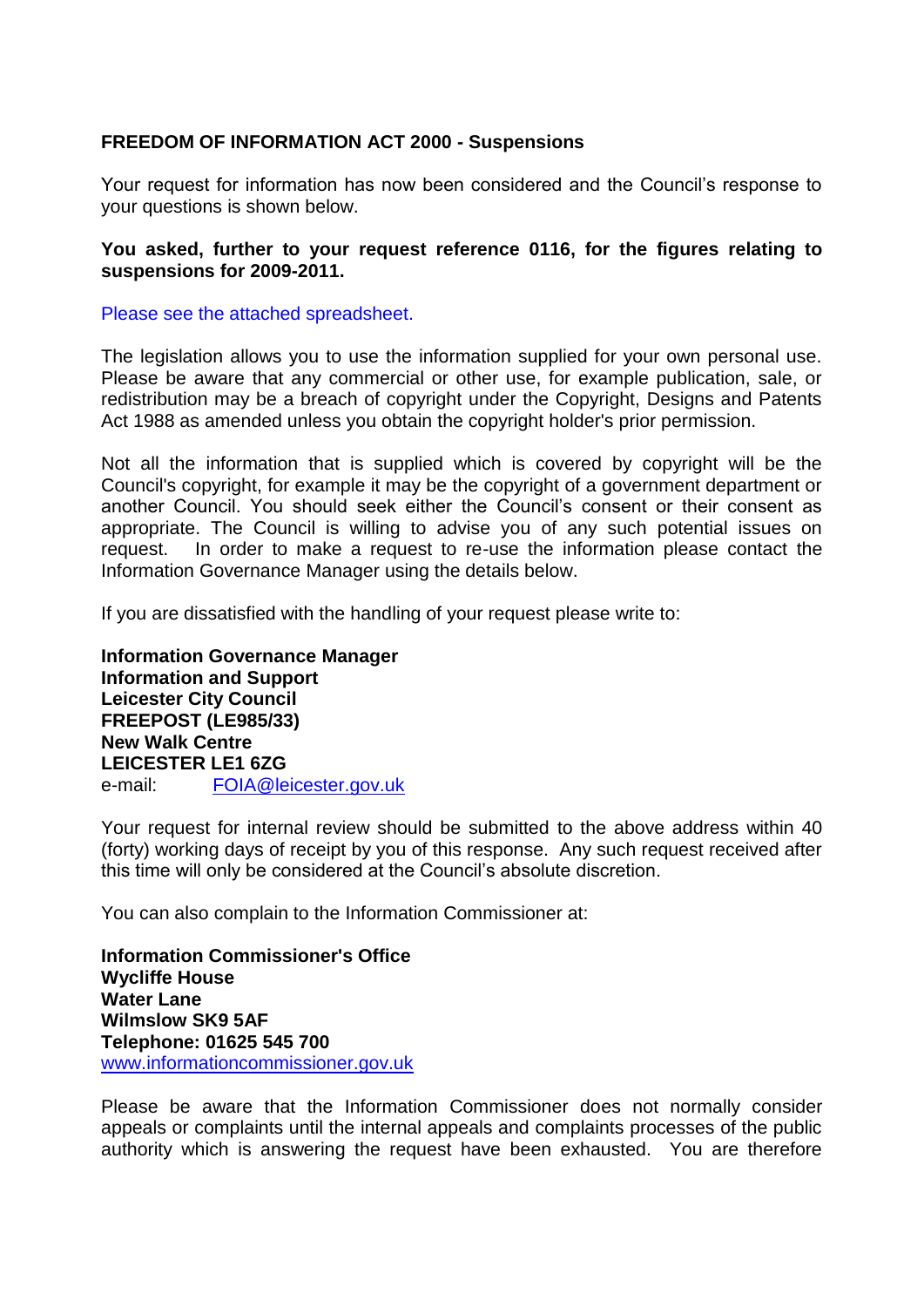**FREEDOM OF INFORMATION ACT 2000 - Suspensions**

Your request for information has now been considered and the Council's response to your questions is shown below.

**You asked, further to your request reference 0116, for the figures relating to suspensions for 2009-2011.**

Please see the attached spreadsheet.

The legislation allows you to use the information supplied for your own personal use. Please be aware that any commercial or other use, for example publication, sale, or redistribution may be a breach of copyright under the Copyright, Designs and Patents Act 1988 as amended unless you obtain the copyright holder's prior permission.

Not all the information that is supplied which is covered by copyright will be the Council's copyright, for example it may be the copyright of a government department or another Council. You should seek either the Council's consent or their consent as appropriate. The Council is willing to advise you of any such potential issues on request. In order to make a request to re-use the information please contact the Information Governance Manager using the details below.

If you are dissatisfied with the handling of your request please write to:

**Information Governance Manager**
**Information and Support**
**Leicester City Council**
**FREEPOST (LE985/33)**
**New Walk Centre**
**LEICESTER LE1 6ZG**
e-mail: FOIA@leicester.gov.uk

Your request for internal review should be submitted to the above address within 40 (forty) working days of receipt by you of this response. Any such request received after this time will only be considered at the Council's absolute discretion.

You can also complain to the Information Commissioner at:

**Information Commissioner's Office**
**Wycliffe House**
**Water Lane**
**Wilmslow SK9 5AF**
**Telephone: 01625 545 700**
www.informationcommissioner.gov.uk

Please be aware that the Information Commissioner does not normally consider appeals or complaints until the internal appeals and complaints processes of the public authority which is answering the request have been exhausted. You are therefore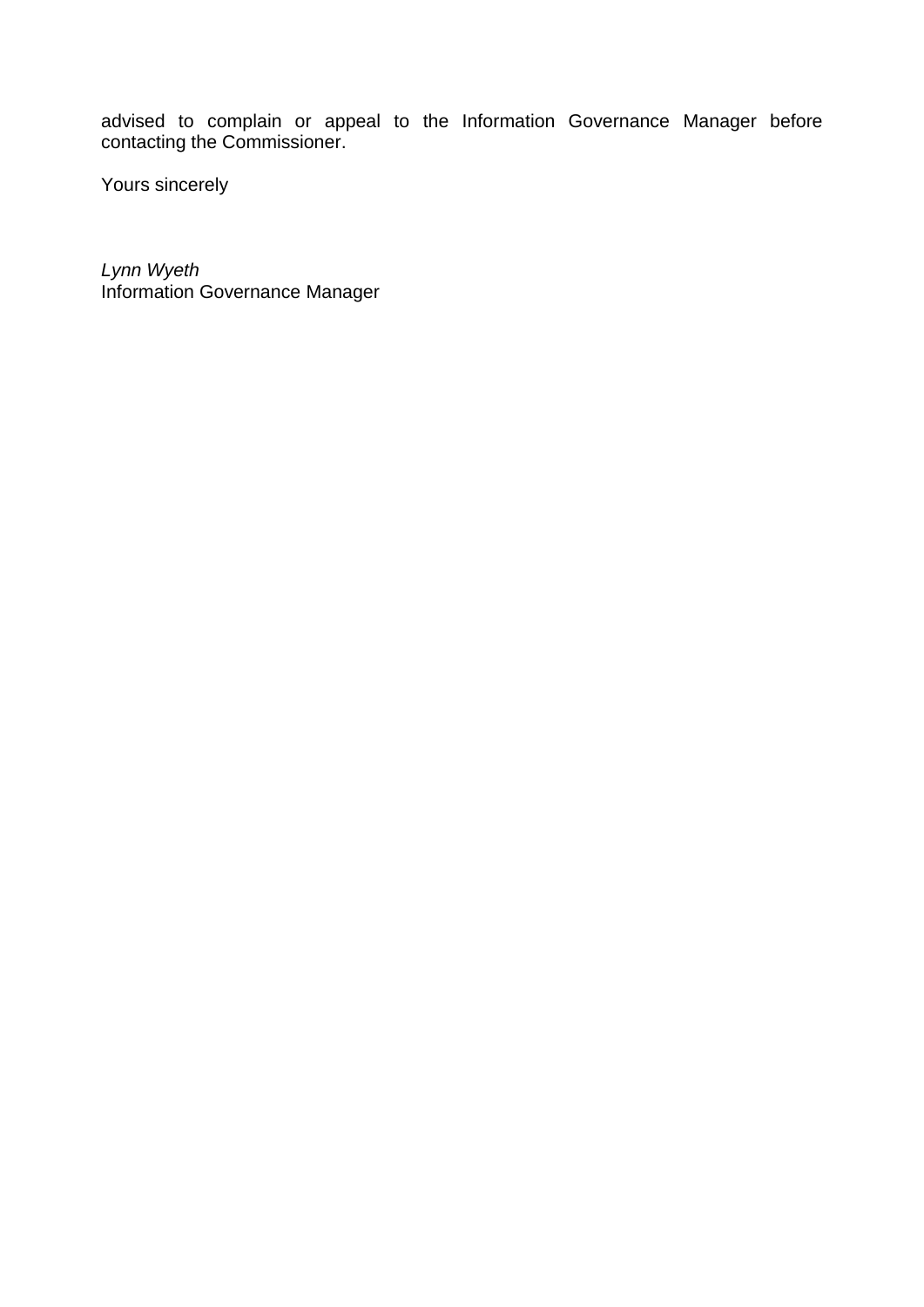advised to complain or appeal to the Information Governance Manager before contacting the Commissioner.

Yours sincerely

*Lynn Wyeth*
Information Governance Manager